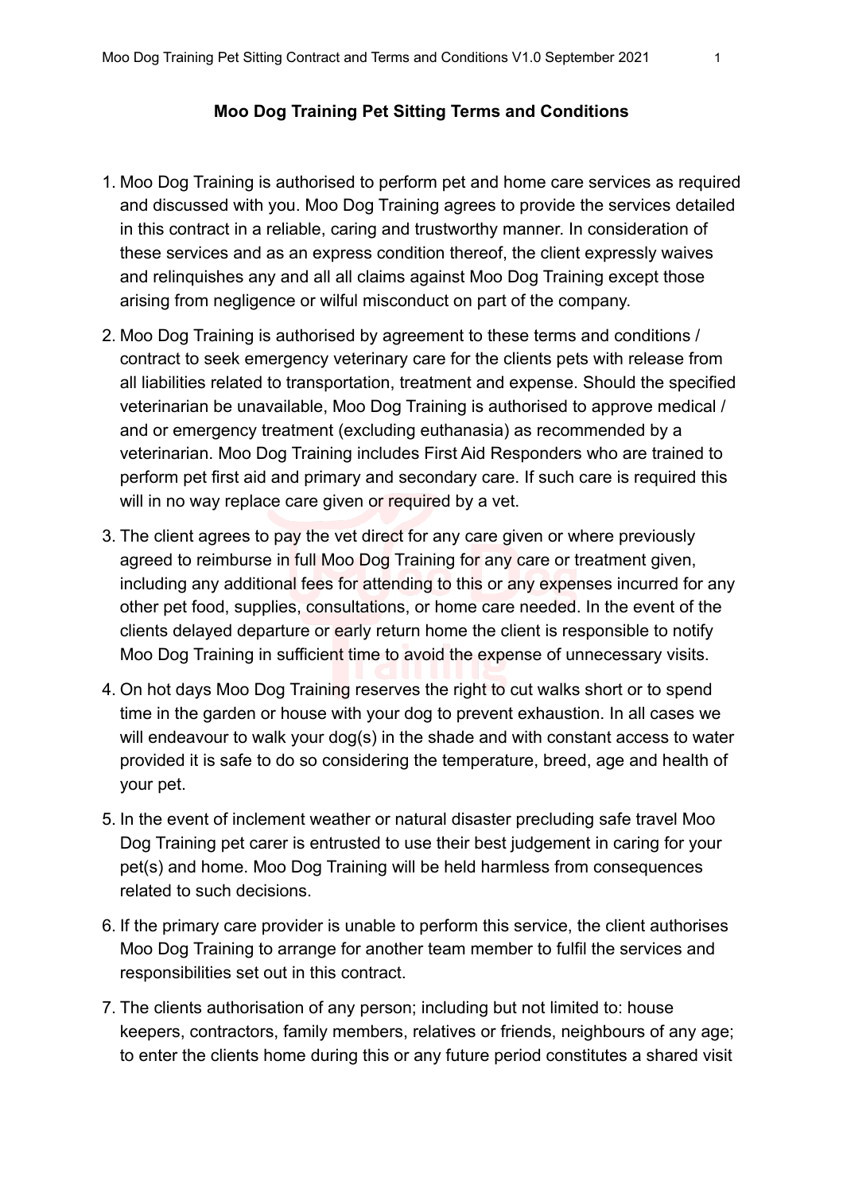**Moo Dog Training Pet Sitting Terms and Conditions**

1. Moo Dog Training is authorised to perform pet and home care services as required and discussed with you. Moo Dog Training agrees to provide the services detailed in this contract in a reliable, caring and trustworthy manner. In consideration of these services and as an express condition thereof, the client expressly waives and relinquishes any and all all claims against Moo Dog Training except those arising from negligence or wilful misconduct on part of the company.

2. Moo Dog Training is authorised by agreement to these terms and conditions / contract to seek emergency veterinary care for the clients pets with release from all liabilities related to transportation, treatment and expense. Should the specified veterinarian be unavailable, Moo Dog Training is authorised to approve medical / and or emergency treatment (excluding euthanasia) as recommended by a veterinarian. Moo Dog Training includes First Aid Responders who are trained to perform pet first aid and primary and secondary care. If such care is required this will in no way replace care given or required by a vet.

3. The client agrees to pay the vet direct for any care given or where previously agreed to reimburse in full Moo Dog Training for any care or treatment given, including any additional fees for attending to this or any expenses incurred for any other pet food, supplies, consultations, or home care needed. In the event of the clients delayed departure or early return home the client is responsible to notify Moo Dog Training in sufficient time to avoid the expense of unnecessary visits.

4. On hot days Moo Dog Training reserves the right to cut walks short or to spend time in the garden or house with your dog to prevent exhaustion. In all cases we will endeavour to walk your dog(s) in the shade and with constant access to water provided it is safe to do so considering the temperature, breed, age and health of your pet.

5. In the event of inclement weather or natural disaster precluding safe travel Moo Dog Training pet carer is entrusted to use their best judgement in caring for your pet(s) and home. Moo Dog Training will be held harmless from consequences related to such decisions.

6. If the primary care provider is unable to perform this service, the client authorises Moo Dog Training to arrange for another team member to fulfil the services and responsibilities set out in this contract.

7. The clients authorisation of any person; including but not limited to: house keepers, contractors, family members, relatives or friends, neighbours of any age; to enter the clients home during this or any future period constitutes a shared visit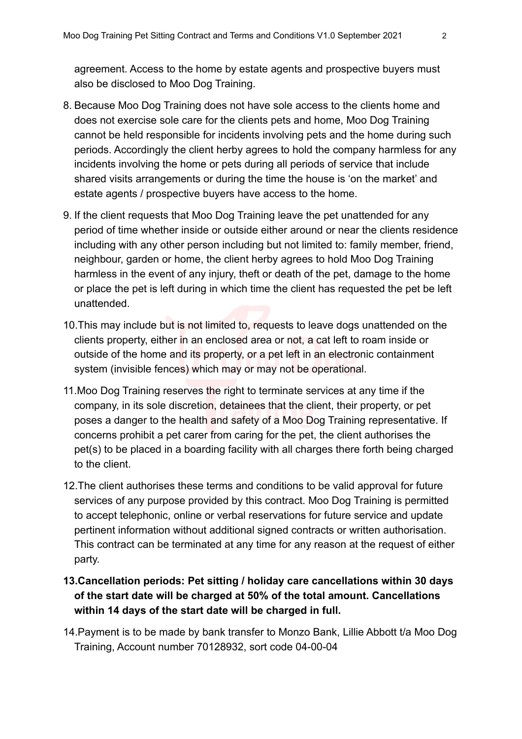agreement. Access to the home by estate agents and prospective buyers must also be disclosed to Moo Dog Training.

8. Because Moo Dog Training does not have sole access to the clients home and does not exercise sole care for the clients pets and home, Moo Dog Training cannot be held responsible for incidents involving pets and the home during such periods. Accordingly the client herby agrees to hold the company harmless for any incidents involving the home or pets during all periods of service that include shared visits arrangements or during the time the house is 'on the market' and estate agents / prospective buyers have access to the home.

9. If the client requests that Moo Dog Training leave the pet unattended for any period of time whether inside or outside either around or near the clients residence including with any other person including but not limited to: family member, friend, neighbour, garden or home, the client herby agrees to hold Moo Dog Training harmless in the event of any injury, theft or death of the pet, damage to the home or place the pet is left during in which time the client has requested the pet be left unattended.

10. This may include but is not limited to, requests to leave dogs unattended on the clients property, either in an enclosed area or not, a cat left to roam inside or outside of the home and its property, or a pet left in an electronic containment system (invisible fences) which may or may not be operational.

11. Moo Dog Training reserves the right to terminate services at any time if the company, in its sole discretion, detainees that the client, their property, or pet poses a danger to the health and safety of a Moo Dog Training representative. If concerns prohibit a pet carer from caring for the pet, the client authorises the pet(s) to be placed in a boarding facility with all charges there forth being charged to the client.

12. The client authorises these terms and conditions to be valid approval for future services of any purpose provided by this contract. Moo Dog Training is permitted to accept telephonic, online or verbal reservations for future service and update pertinent information without additional signed contracts or written authorisation. This contract can be terminated at any time for any reason at the request of either party.

13. **Cancellation periods: Pet sitting / holiday care cancellations within 30 days of the start date will be charged at 50% of the total amount. Cancellations within 14 days of the start date will be charged in full.**

14. Payment is to be made by bank transfer to Monzo Bank, Lillie Abbott t/a Moo Dog Training, Account number 70128932, sort code 04-00-04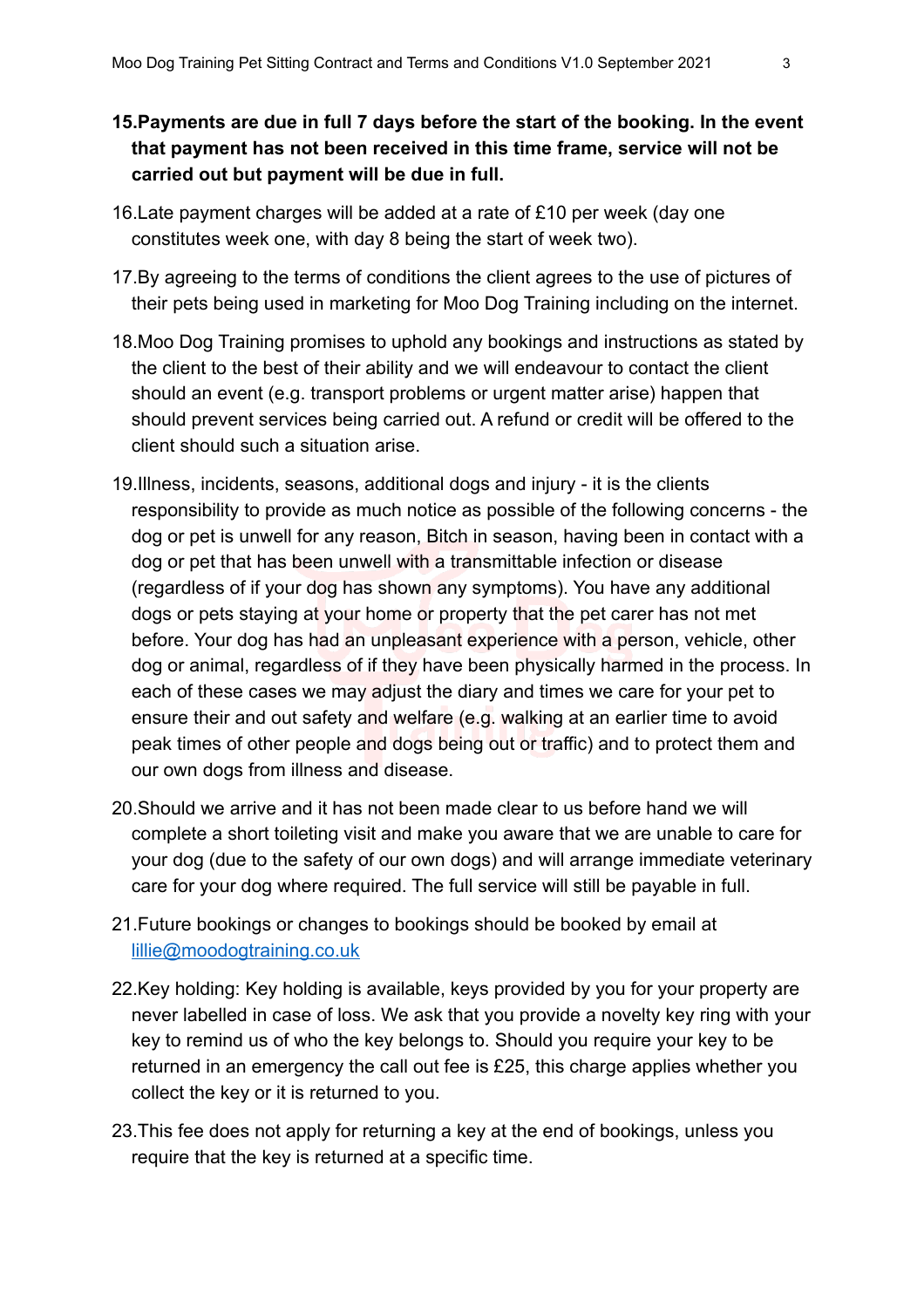15. **Payments are due in full 7 days before the start of the booking. In the event that payment has not been received in this time frame, service will not be carried out but payment will be due in full.**
16. Late payment charges will be added at a rate of £10 per week (day one constitutes week one, with day 8 being the start of week two).
17. By agreeing to the terms of conditions the client agrees to the use of pictures of their pets being used in marketing for Moo Dog Training including on the internet.
18. Moo Dog Training promises to uphold any bookings and instructions as stated by the client to the best of their ability and we will endeavour to contact the client should an event (e.g. transport problems or urgent matter arise) happen that should prevent services being carried out. A refund or credit will be offered to the client should such a situation arise.
19. Illness, incidents, seasons, additional dogs and injury - it is the clients responsibility to provide as much notice as possible of the following concerns - the dog or pet is unwell for any reason, Bitch in season, having been in contact with a dog or pet that has been unwell with a transmittable infection or disease (regardless of if your dog has shown any symptoms). You have any additional dogs or pets staying at your home or property that the pet carer has not met before. Your dog has had an unpleasant experience with a person, vehicle, other dog or animal, regardless of if they have been physically harmed in the process. In each of these cases we may adjust the diary and times we care for your pet to ensure their and out safety and welfare (e.g. walking at an earlier time to avoid peak times of other people and dogs being out or traffic) and to protect them and our own dogs from illness and disease.
20. Should we arrive and it has not been made clear to us before hand we will complete a short toileting visit and make you aware that we are unable to care for your dog (due to the safety of our own dogs) and will arrange immediate veterinary care for your dog where required. The full service will still be payable in full.
21. Future bookings or changes to bookings should be booked by email at [lillie@moodogtraining.co.uk](mailto:lillie@moodogtraining.co.uk)
22. Key holding: Key holding is available, keys provided by you for your property are never labelled in case of loss. We ask that you provide a novelty key ring with your key to remind us of who the key belongs to. Should you require your key to be returned in an emergency the call out fee is £25, this charge applies whether you collect the key or it is returned to you.
23. This fee does not apply for returning a key at the end of bookings, unless you require that the key is returned at a specific time.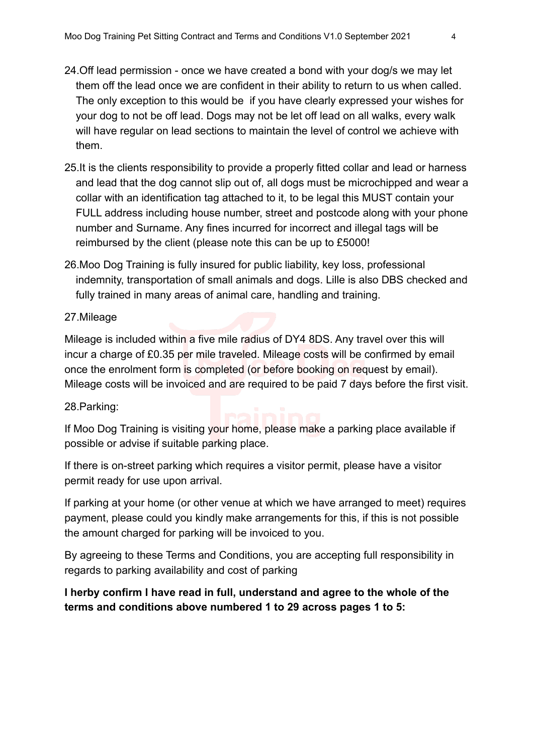24. Off lead permission - once we have created a bond with your dog/s we may let them off the lead once we are confident in their ability to return to us when called. The only exception to this would be  if you have clearly expressed your wishes for your dog to not be off lead. Dogs may not be let off lead on all walks, every walk will have regular on lead sections to maintain the level of control we achieve with them.

25. It is the clients responsibility to provide a properly fitted collar and lead or harness and lead that the dog cannot slip out of, all dogs must be microchipped and wear a collar with an identification tag attached to it, to be legal this MUST contain your FULL address including house number, street and postcode along with your phone number and Surname. Any fines incurred for incorrect and illegal tags will be reimbursed by the client (please note this can be up to £5000!

26. Moo Dog Training is fully insured for public liability, key loss, professional indemnity, transportation of small animals and dogs. Lille is also DBS checked and fully trained in many areas of animal care, handling and training.

27. Mileage

Mileage is included within a five mile radius of DY4 8DS. Any travel over this will incur a charge of £0.35 per mile traveled. Mileage costs will be confirmed by email once the enrolment form is completed (or before booking on request by email). Mileage costs will be invoiced and are required to be paid 7 days before the first visit.

28. Parking:

If Moo Dog Training is visiting your home, please make a parking place available if possible or advise if suitable parking place.

If there is on-street parking which requires a visitor permit, please have a visitor permit ready for use upon arrival.

If parking at your home (or other venue at which we have arranged to meet) requires payment, please could you kindly make arrangements for this, if this is not possible the amount charged for parking will be invoiced to you.

By agreeing to these Terms and Conditions, you are accepting full responsibility in regards to parking availability and cost of parking

**I herby confirm I have read in full, understand and agree to the whole of the terms and conditions above numbered 1 to 29 across pages 1 to 5:**